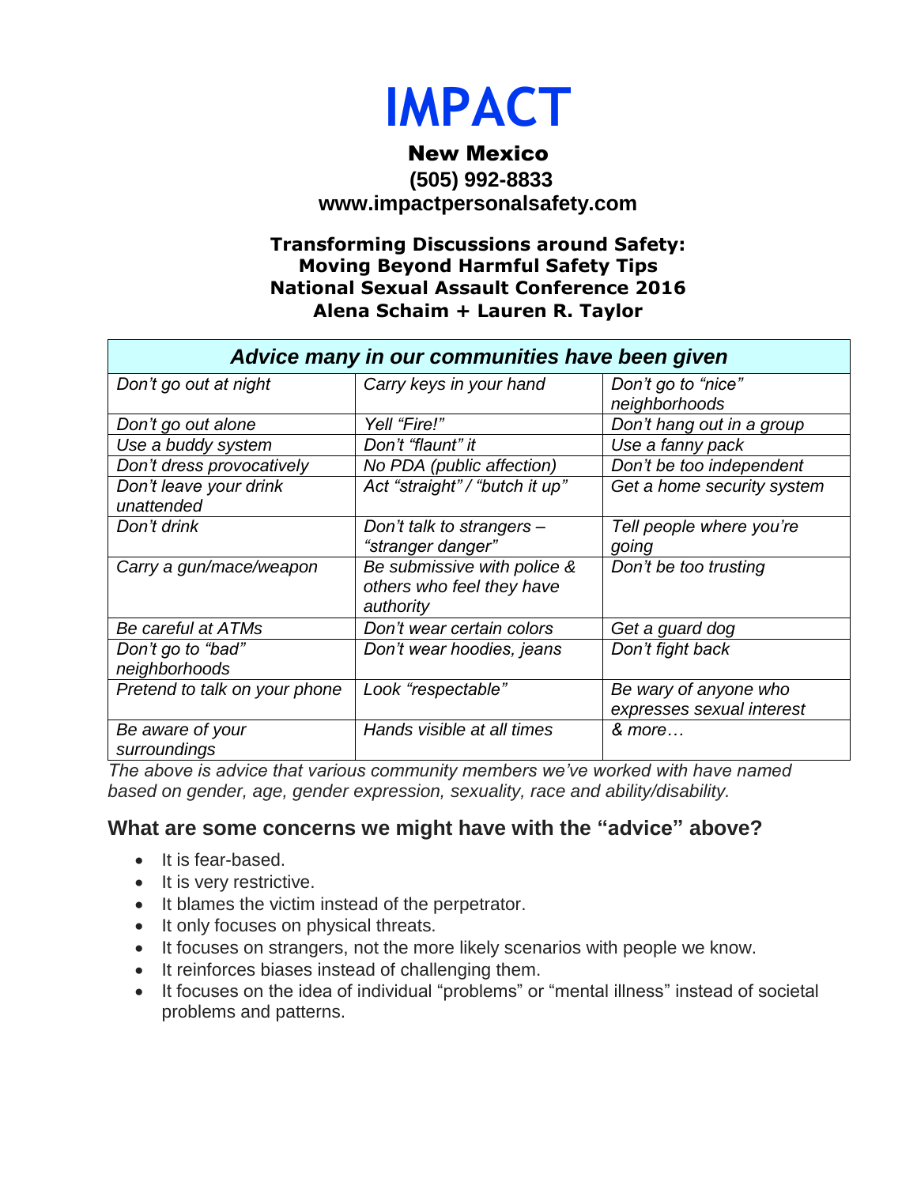# IMPACT

## New Mexico

**(505) 992-8833**

**www.impactpersonalsafety.com**

### Transforming Discussions around Safety: Moving Beyond Harmful Safety Tips National Sexual Assault Conference 2016 Alena Schaim + Lauren R. Taylor

| *Advice many in our communities have been given* | | |
|---|---|---|
| *Don't go out at night* | *Carry keys in your hand* | *Don't go to "nice" neighborhoods* |
| *Don't go out alone* | *Yell "Fire!"* | *Don't hang out in a group* |
| *Use a buddy system* | *Don't "flaunt" it* | *Use a fanny pack* |
| *Don't dress provocatively* | *No PDA (public affection)* | *Don't be too independent* |
| *Don't leave your drink unattended* | *Act "straight" / "butch it up"* | *Get a home security system* |
| *Don't drink* | *Don't talk to strangers – "stranger danger"* | *Tell people where you're going* |
| *Carry a gun/mace/weapon* | *Be submissive with police & others who feel they have authority* | *Don't be too trusting* |
| *Be careful at ATMs* | *Don't wear certain colors* | *Get a guard dog* |
| *Don't go to "bad" neighborhoods* | *Don't wear hoodies, jeans* | *Don't fight back* |
| *Pretend to talk on your phone* | *Look "respectable"* | *Be wary of anyone who expresses sexual interest* |
| *Be aware of your surroundings* | *Hands visible at all times* | *& more…* |

*The above is advice that various community members we've worked with have named based on gender, age, gender expression, sexuality, race and ability/disability.*

### What are some concerns we might have with the "advice" above?

- It is fear-based.
- It is very restrictive.
- It blames the victim instead of the perpetrator.
- It only focuses on physical threats.
- It focuses on strangers, not the more likely scenarios with people we know.
- It reinforces biases instead of challenging them.
- It focuses on the idea of individual "problems" or "mental illness" instead of societal problems and patterns.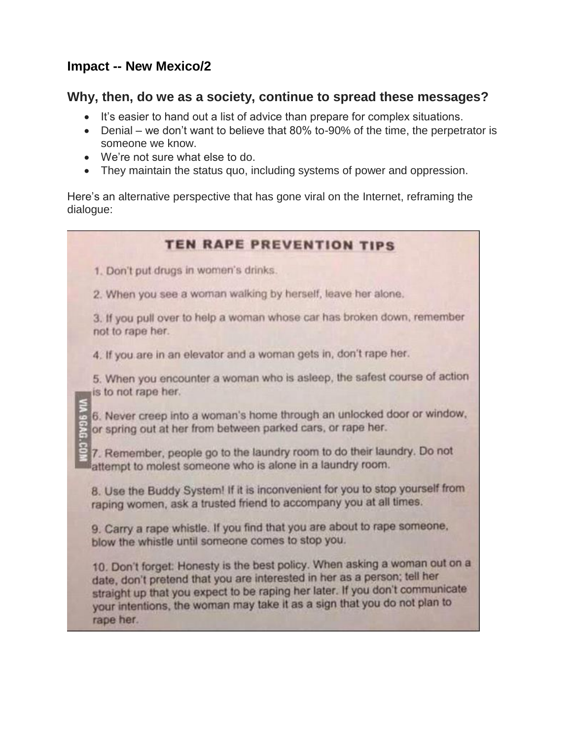## Why, then, do we as a society, continue to spread these messages?

- It's easier to hand out a list of advice than prepare for complex situations.
- Denial – we don't want to believe that 80% to-90% of the time, the perpetrator is someone we know.
- We're not sure what else to do.
- They maintain the status quo, including systems of power and oppression.

Here's an alternative perspective that has gone viral on the Internet, reframing the dialogue:

**TEN RAPE PREVENTION TIPS**

1. Don't put drugs in women's drinks.

2. When you see a woman walking by herself, leave her alone.

3. If you pull over to help a woman whose car has broken down, remember not to rape her.

4. If you are in an elevator and a woman gets in, don't rape her.

5. When you encounter a woman who is asleep, the safest course of action is to not rape her.

6. Never creep into a woman's home through an unlocked door or window, or spring out at her from between parked cars, or rape her.

7. Remember, people go to the laundry room to do their laundry. Do not attempt to molest someone who is alone in a laundry room.

8. Use the Buddy System! If it is inconvenient for you to stop yourself from raping women, ask a trusted friend to accompany you at all times.

9. Carry a rape whistle. If you find that you are about to rape someone, blow the whistle until someone comes to stop you.

10. Don't forget: Honesty is the best policy. When asking a woman out on a date, don't pretend that you are interested in her as a person; tell her straight up that you expect to be raping her later. If you don't communicate your intentions, the woman may take it as a sign that you do not plan to rape her.